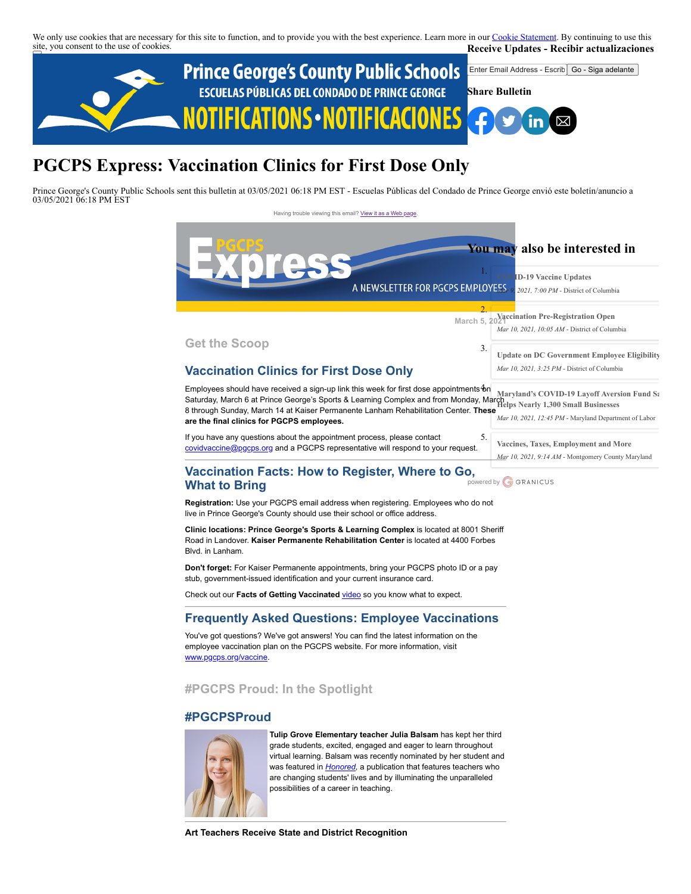We only use cookies that are necessary for this site to function, and to provide you with the best experience. Learn more in our Cookie Statement. By continuing to use this site, you consent to the use of cookies.

**Receive Updates - Recibir actualizaciones**

Enter Email Address - Escrib | Go - Siga adelante

**Share Bulletin**

Prince George's County Public Schools
ESCUELAS PÚBLICAS DEL CONDADO DE PRINCE GEORGE
NOTIFICATIONS • NOTIFICACIONES

# PGCPS Express: Vaccination Clinics for First Dose Only

Prince George's County Public Schools sent this bulletin at 03/05/2021 06:18 PM EST - Escuelas Públicas del Condado de Prince George envió este boletín/anuncio a 03/05/2021 06:18 PM EST

Having trouble viewing this email? View it as a Web page.

PGCPS Express
A NEWSLETTER FOR PGCPS EMPLOYEES

March 5, 2021

## Get the Scoop

### Vaccination Clinics for First Dose Only

Employees should have received a sign-up link this week for first dose appointments on Saturday, March 6 at Prince George's Sports & Learning Complex and from Monday, March 8 through Sunday, March 14 at Kaiser Permanente Lanham Rehabilitation Center. **These are the final clinics for PGCPS employees.**

If you have any questions about the appointment process, please contact covidvaccine@pgcps.org and a PGCPS representative will respond to your request.

### Vaccination Facts: How to Register, Where to Go, What to Bring

**Registration:** Use your PGCPS email address when registering. Employees who do not live in Prince George's County should use their school or office address.

**Clinic locations: Prince George's Sports & Learning Complex** is located at 8001 Sheriff Road in Landover. **Kaiser Permanente Rehabilitation Center** is located at 4400 Forbes Blvd. in Lanham.

**Don't forget:** For Kaiser Permanente appointments, bring your PGCPS photo ID or a pay stub, government-issued identification and your current insurance card.

Check out our **Facts of Getting Vaccinated** video so you know what to expect.

### Frequently Asked Questions: Employee Vaccinations

You've got questions? We've got answers! You can find the latest information on the employee vaccination plan on the PGCPS website. For more information, visit www.pgcps.org/vaccine.

## #PGCPS Proud: In the Spotlight

### #PGCPSProud

**Tulip Grove Elementary teacher Julia Balsam** has kept her third grade students, excited, engaged and eager to learn throughout virtual learning. Balsam was recently nominated by her student and was featured in *Honored*, a publication that features teachers who are changing students' lives and by illuminating the unparalleled possibilities of a career in teaching.

**Art Teachers Receive State and District Recognition**

## You may also be interested in

1. **COVID-19 Vaccine Updates**
   *Mar 9, 2021, 7:00 PM* - District of Columbia
2. **Vaccination Pre-Registration Open**
   *Mar 10, 2021, 10:05 AM* - District of Columbia
3. **Update on DC Government Employee Eligibility**
   *Mar 10, 2021, 3:25 PM* - District of Columbia
4. **Maryland's COVID-19 Layoff Aversion Fund Sa Helps Nearly 1,300 Small Businesses**
   *Mar 10, 2021, 12:45 PM* - Maryland Department of Labor
5. **Vaccines, Taxes, Employment and More**
   *Mar 10, 2021, 9:14 AM* - Montgomery County Maryland

powered by GRANICUS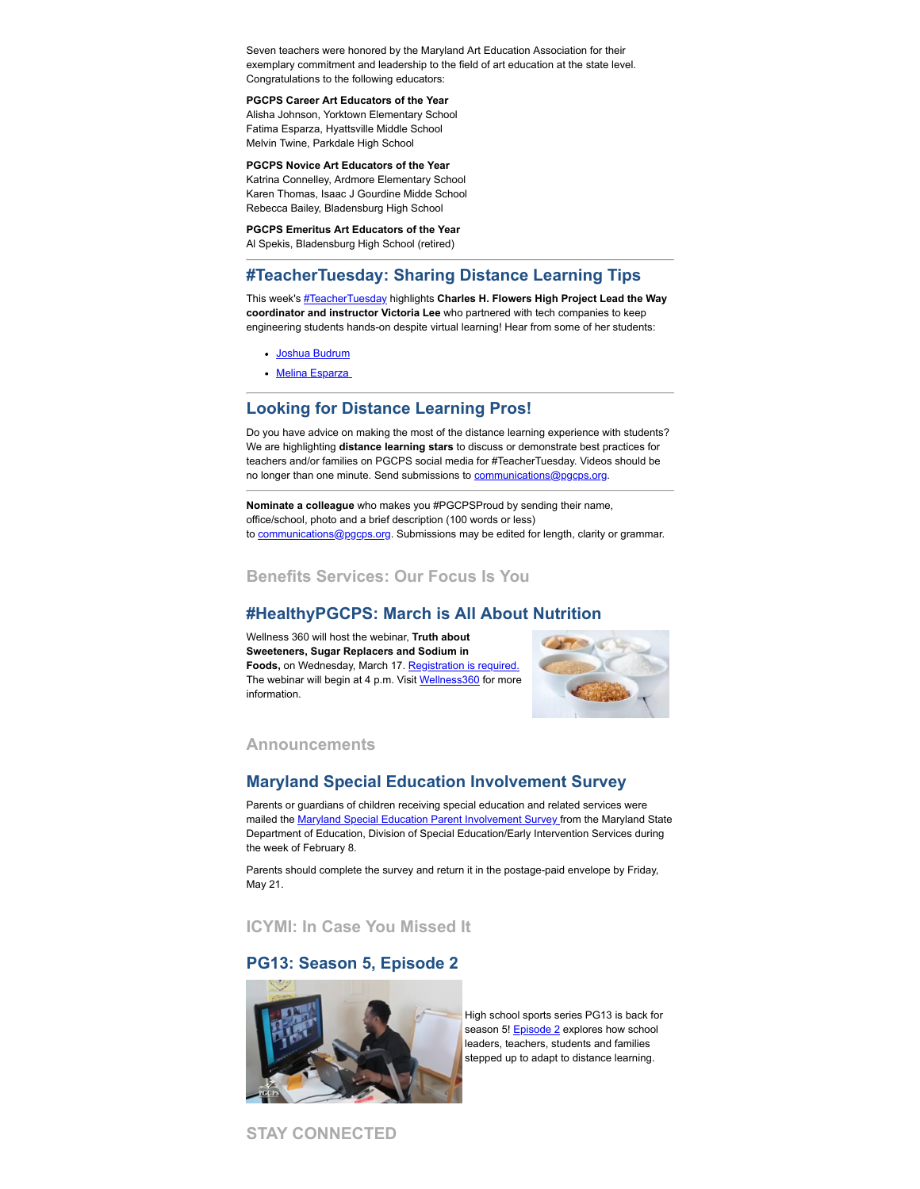Seven teachers were honored by the Maryland Art Education Association for their exemplary commitment and leadership to the field of art education at the state level. Congratulations to the following educators:

**PGCPS Career Art Educators of the Year**
Alisha Johnson, Yorktown Elementary School
Fatima Esparza, Hyattsville Middle School
Melvin Twine, Parkdale High School

**PGCPS Novice Art Educators of the Year**
Katrina Connelley, Ardmore Elementary School
Karen Thomas, Isaac J Gourdine Midde School
Rebecca Bailey, Bladensburg High School

**PGCPS Emeritus Art Educators of the Year**
Al Spekis, Bladensburg High School (retired)

---

## #TeacherTuesday: Sharing Distance Learning Tips

This week's #TeacherTuesday highlights **Charles H. Flowers High Project Lead the Way coordinator and instructor Victoria Lee** who partnered with tech companies to keep engineering students hands-on despite virtual learning! Hear from some of her students:

- Joshua Budrum
- Melina Esparza

---

## Looking for Distance Learning Pros!

Do you have advice on making the most of the distance learning experience with students? We are highlighting **distance learning stars** to discuss or demonstrate best practices for teachers and/or families on PGCPS social media for #TeacherTuesday. Videos should be no longer than one minute. Send submissions to communications@pgcps.org.

---

**Nominate a colleague** who makes you #PGCPSProud by sending their name, office/school, photo and a brief description (100 words or less) to communications@pgcps.org. Submissions may be edited for length, clarity or grammar.

### Benefits Services: Our Focus Is You

## #HealthyPGCPS: March is All About Nutrition

Wellness 360 will host the webinar, **Truth about Sweeteners, Sugar Replacers and Sodium in Foods,** on Wednesday, March 17. Registration is required. The webinar will begin at 4 p.m. Visit Wellness360 for more information.

### Announcements

## Maryland Special Education Involvement Survey

Parents or guardians of children receiving special education and related services were mailed the Maryland Special Education Parent Involvement Survey from the Maryland State Department of Education, Division of Special Education/Early Intervention Services during the week of February 8.

Parents should complete the survey and return it in the postage-paid envelope by Friday, May 21.

### ICYMI: In Case You Missed It

## PG13: Season 5, Episode 2

High school sports series PG13 is back for season 5! Episode 2 explores how school leaders, teachers, students and families stepped up to adapt to distance learning.

### STAY CONNECTED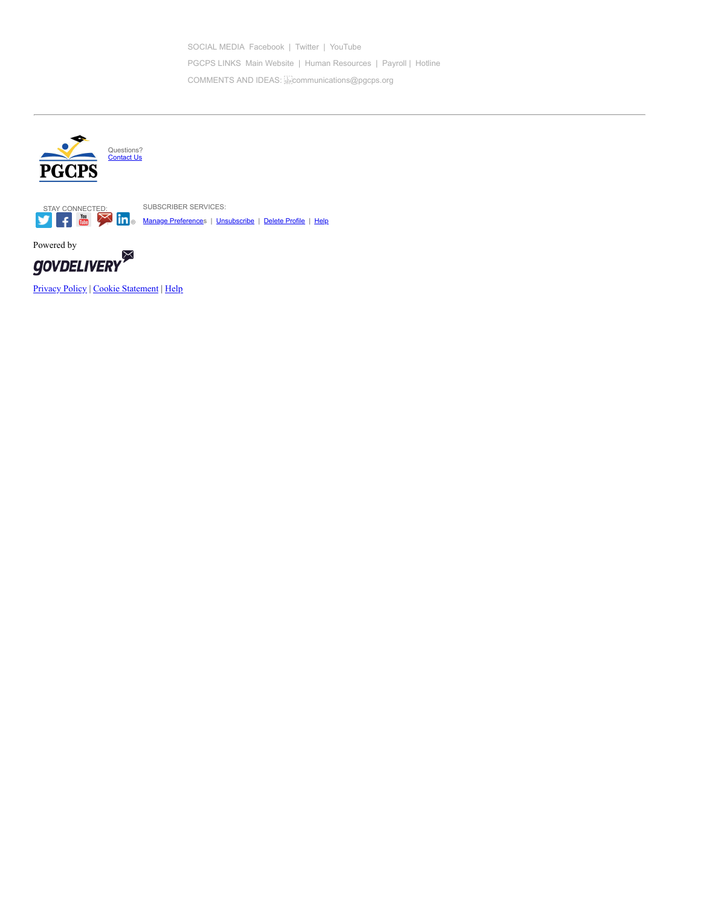SOCIAL MEDIA Facebook | Twitter | YouTube

PGCPS LINKS Main Website | Human Resources | Payroll | Hotline

COMMENTS AND IDEAS: communications@pgcps.org

---

PGCPS

Questions?
Contact Us

STAY CONNECTED:

SUBSCRIBER SERVICES:
Manage Preferences | Unsubscribe | Delete Profile | Help

Powered by

GOVDELIVERY

Privacy Policy | Cookie Statement | Help